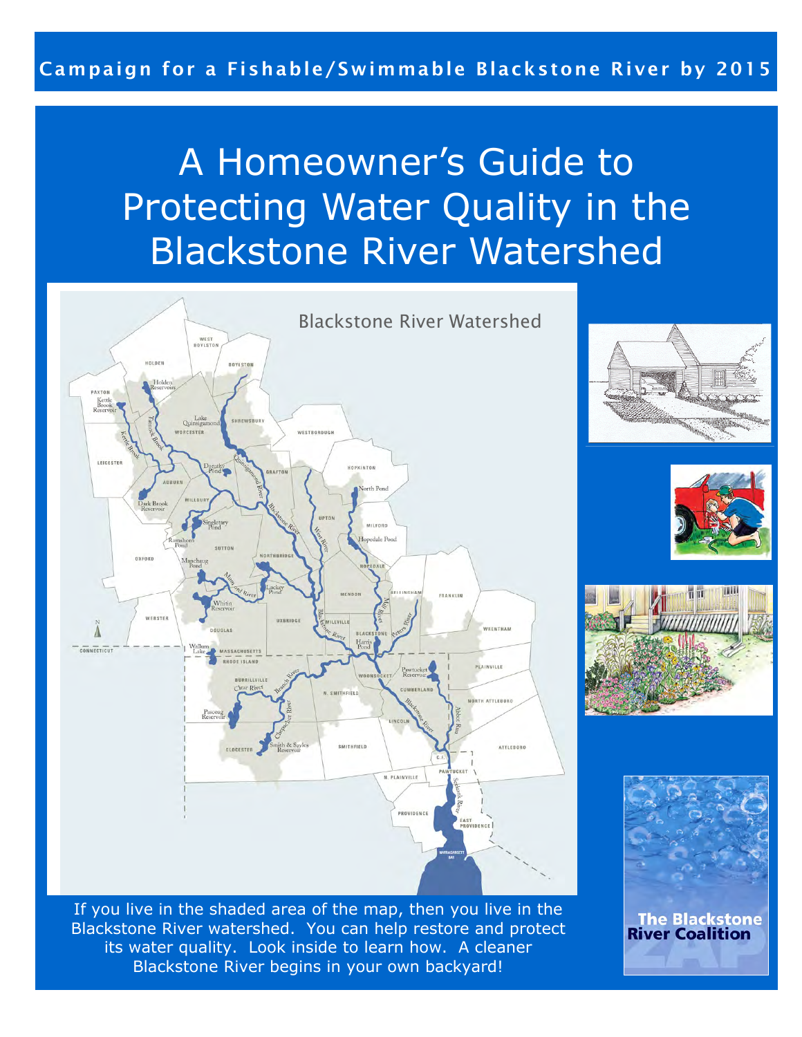Campaign for a Fishable/Swimmable Blackstone River by 2015

# A Homeowner's Guide to Protecting Water Quality in the Blackstone River Watershed

If you live in the shaded area of the map, then you live in the Blackstone River watershed. You can help restore and protect its water quality. Look inside to learn how. A cleaner Blackstone River begins in your own backyard!

The Blackstone River Coalition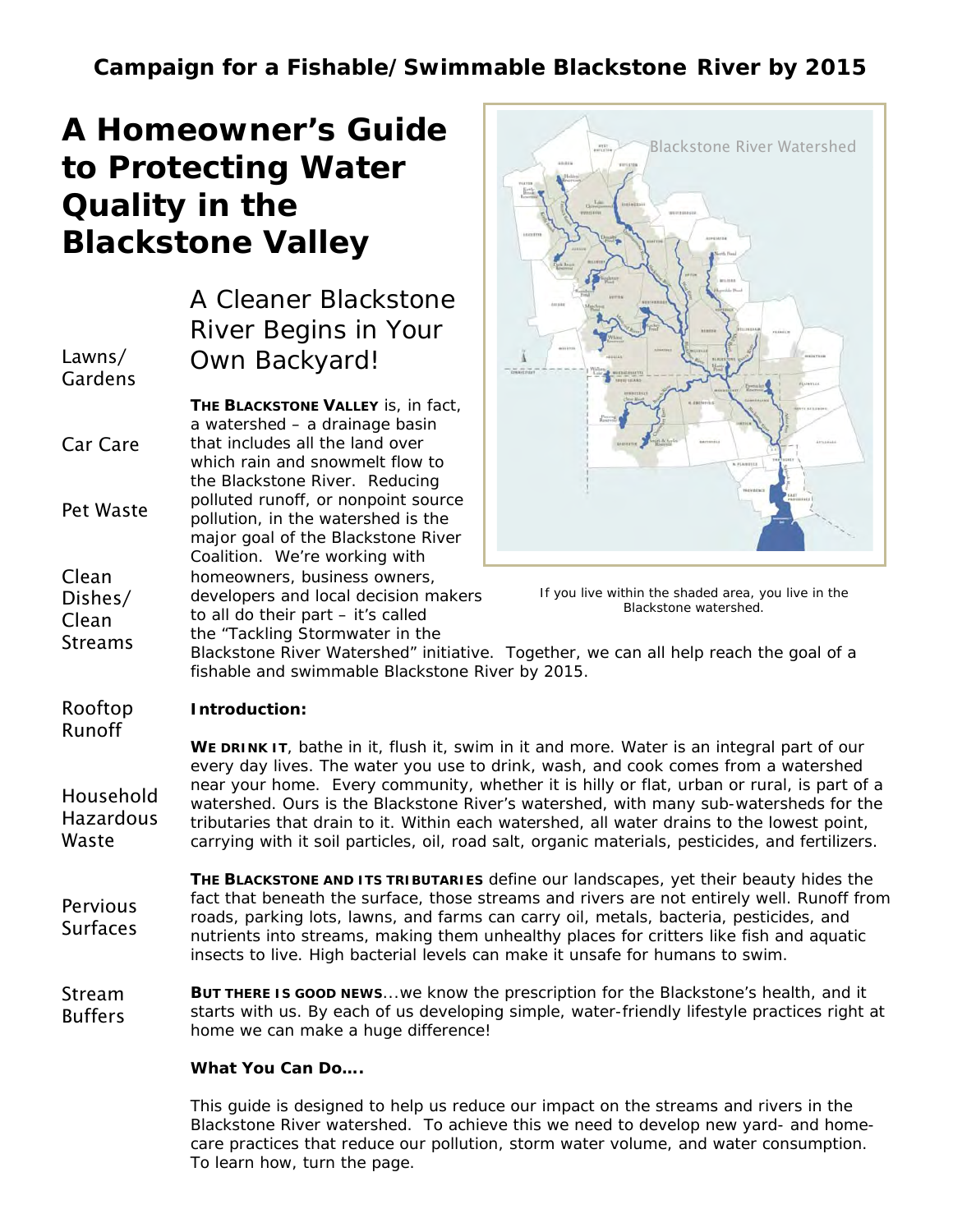## Campaign for a Fishable/Swimmable Blackstone River by 2015

# A Homeowner's Guide to Protecting Water Quality in the Blackstone Valley

- Lawns/ Gardens
- Car Care
- Pet Waste
- Clean Dishes/ Clean Streams
- Rooftop Runoff
- Household Hazardous Waste
- Pervious Surfaces
- Stream Buffers

## A Cleaner Blackstone River Begins in Your Own Backyard!

**THE BLACKSTONE VALLEY** is, in fact, a watershed – a drainage basin that includes all the land over which rain and snowmelt flow to the Blackstone River. Reducing polluted runoff, or nonpoint source pollution, in the watershed is the major goal of the Blackstone River Coalition. We're working with homeowners, business owners, developers and local decision makers to all do their part – it's called the "Tackling Stormwater in the Blackstone River Watershed" initiative. Together, we can all help reach the goal of a fishable and swimmable Blackstone River by 2015.

If you live within the shaded area, you live in the Blackstone watershed.

**Introduction:**

**WE DRINK IT**, bathe in it, flush it, swim in it and more. Water is an integral part of our every day lives. The water you use to drink, wash, and cook comes from a watershed near your home. Every community, whether it is hilly or flat, urban or rural, is part of a watershed. Ours is the Blackstone River's watershed, with many sub-watersheds for the tributaries that drain to it. Within each watershed, all water drains to the lowest point, carrying with it soil particles, oil, road salt, organic materials, pesticides, and fertilizers.

**THE BLACKSTONE AND ITS TRIBUTARIES** define our landscapes, yet their beauty hides the fact that beneath the surface, those streams and rivers are not entirely well. Runoff from roads, parking lots, lawns, and farms can carry oil, metals, bacteria, pesticides, and nutrients into streams, making them unhealthy places for critters like fish and aquatic insects to live. High bacterial levels can make it unsafe for humans to swim.

**BUT THERE IS GOOD NEWS**...we know the prescription for the Blackstone's health, and it starts with us. By each of us developing simple, water-friendly lifestyle practices right at home we can make a huge difference!

**What You Can Do….**

This guide is designed to help us reduce our impact on the streams and rivers in the Blackstone River watershed. To achieve this we need to develop new yard- and home-care practices that reduce our pollution, storm water volume, and water consumption. To learn how, turn the page.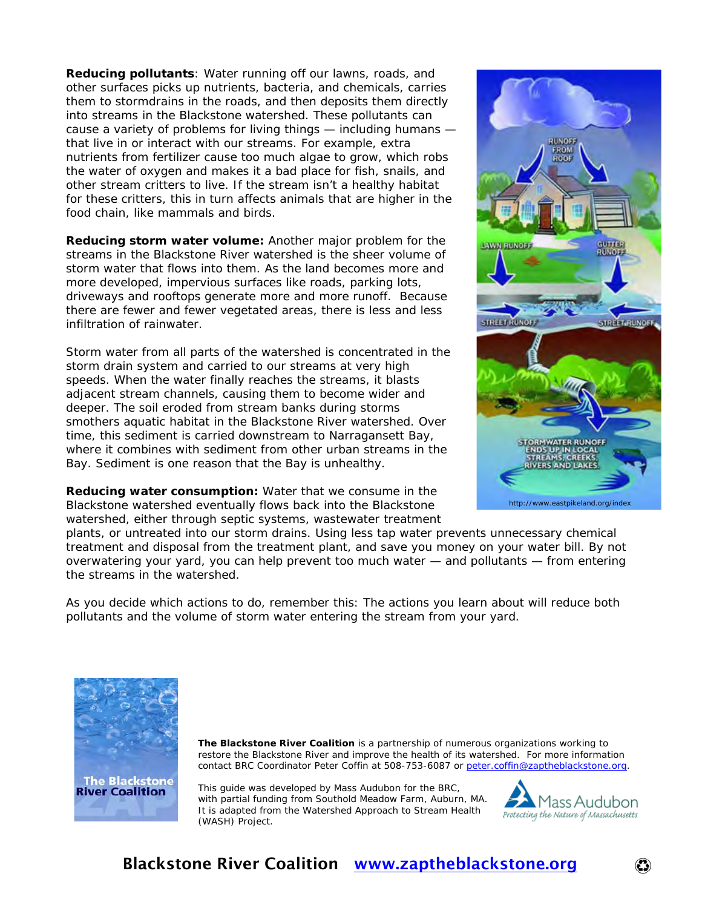**Reducing pollutants**: Water running off our lawns, roads, and other surfaces picks up nutrients, bacteria, and chemicals, carries them to stormdrains in the roads, and then deposits them directly into streams in the Blackstone watershed. These pollutants can cause a variety of problems for living things — including humans — that live in or interact with our streams. For example, extra nutrients from fertilizer cause too much algae to grow, which robs the water of oxygen and makes it a bad place for fish, snails, and other stream critters to live. If the stream isn't a healthy habitat for these critters, this in turn affects animals that are higher in the food chain, like mammals and birds.

**Reducing storm water volume:** Another major problem for the streams in the Blackstone River watershed is the sheer volume of storm water that flows into them. As the land becomes more and more developed, impervious surfaces like roads, parking lots, driveways and rooftops generate more and more runoff. Because there are fewer and fewer vegetated areas, there is less and less infiltration of rainwater.

Storm water from all parts of the watershed is concentrated in the storm drain system and carried to our streams at very high speeds. When the water finally reaches the streams, it blasts adjacent stream channels, causing them to become wider and deeper. The soil eroded from stream banks during storms smothers aquatic habitat in the Blackstone River watershed. Over time, this sediment is carried downstream to Narragansett Bay, where it combines with sediment from other urban streams in the Bay. Sediment is one reason that the Bay is unhealthy.

http://www.eastpikeland.org/index

**Reducing water consumption:** Water that we consume in the Blackstone watershed eventually flows back into the Blackstone watershed, either through septic systems, wastewater treatment plants, or untreated into our storm drains. Using less tap water prevents unnecessary chemical treatment and disposal from the treatment plant, and save you money on your water bill. By not overwatering your yard, you can help prevent too much water — and pollutants — from entering the streams in the watershed.

As you decide which actions to do, remember this: The actions you learn about will reduce both pollutants and the volume of storm water entering the stream from your yard.

**The Blackstone River Coalition** is a partnership of numerous organizations working to restore the Blackstone River and improve the health of its watershed. For more information contact BRC Coordinator Peter Coffin at 508-753-6087 or peter.coffin@zaptheblackstone.org.

This guide was developed by Mass Audubon for the BRC, with partial funding from Southold Meadow Farm, Auburn, MA. It is adapted from the Watershed Approach to Stream Health (WASH) Project.

**Blackstone River Coalition www.zaptheblackstone.org**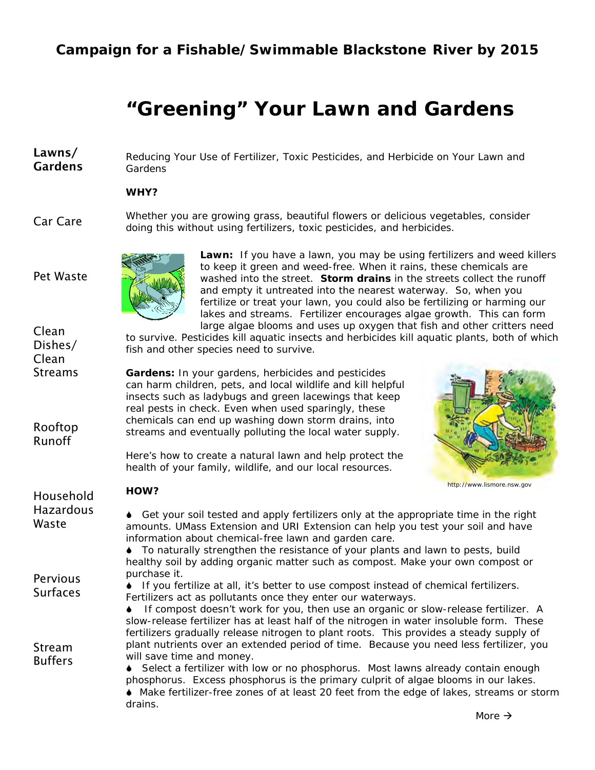**Campaign for a Fishable/Swimmable Blackstone River by 2015**

# "Greening" Your Lawn and Gardens

**Lawns/ Gardens**

Car Care

Pet Waste

Clean Dishes/ Clean Streams

Rooftop Runoff

Household Hazardous Waste

Pervious Surfaces

Stream Buffers

Reducing Your Use of Fertilizer, Toxic Pesticides, and Herbicide on Your Lawn and Gardens

**WHY?**

Whether you are growing grass, beautiful flowers or delicious vegetables, consider doing this without using fertilizers, toxic pesticides, and herbicides.

**Lawn:** If you have a lawn, you may be using fertilizers and weed killers to keep it green and weed-free. When it rains, these chemicals are washed into the street. **Storm drains** in the streets collect the runoff and empty it untreated into the nearest waterway. So, when you fertilize or treat your lawn, you could also be fertilizing or harming our lakes and streams. Fertilizer encourages algae growth. This can form large algae blooms and uses up oxygen that fish and other critters need to survive. Pesticides kill aquatic insects and herbicides kill aquatic plants, both of which fish and other species need to survive.

**Gardens:** In your gardens, herbicides and pesticides can harm children, pets, and local wildlife and kill helpful insects such as ladybugs and green lacewings that keep real pests in check. Even when used sparingly, these chemicals can end up washing down storm drains, into streams and eventually polluting the local water supply.

Here's how to create a natural lawn and help protect the health of your family, wildlife, and our local resources.

http://www.lismore.nsw.gov

**HOW?**

- Get your soil tested and apply fertilizers only at the appropriate time in the right amounts. UMass Extension and URI Extension can help you test your soil and have information about chemical-free lawn and garden care.
- To naturally strengthen the resistance of your plants and lawn to pests, build healthy soil by adding organic matter such as compost. Make your own compost or purchase it.
- If you fertilize at all, it's better to use compost instead of chemical fertilizers. Fertilizers act as pollutants once they enter our waterways.
- If compost doesn't work for you, then use an organic or slow-release fertilizer. A slow-release fertilizer has at least half of the nitrogen in water insoluble form. These fertilizers gradually release nitrogen to plant roots. This provides a steady supply of plant nutrients over an extended period of time. Because you need less fertilizer, you will save time and money.
- Select a fertilizer with low or no phosphorus. Most lawns already contain enough phosphorus. Excess phosphorus is the primary culprit of algae blooms in our lakes.
- Make fertilizer-free zones of at least 20 feet from the edge of lakes, streams or storm drains.

More →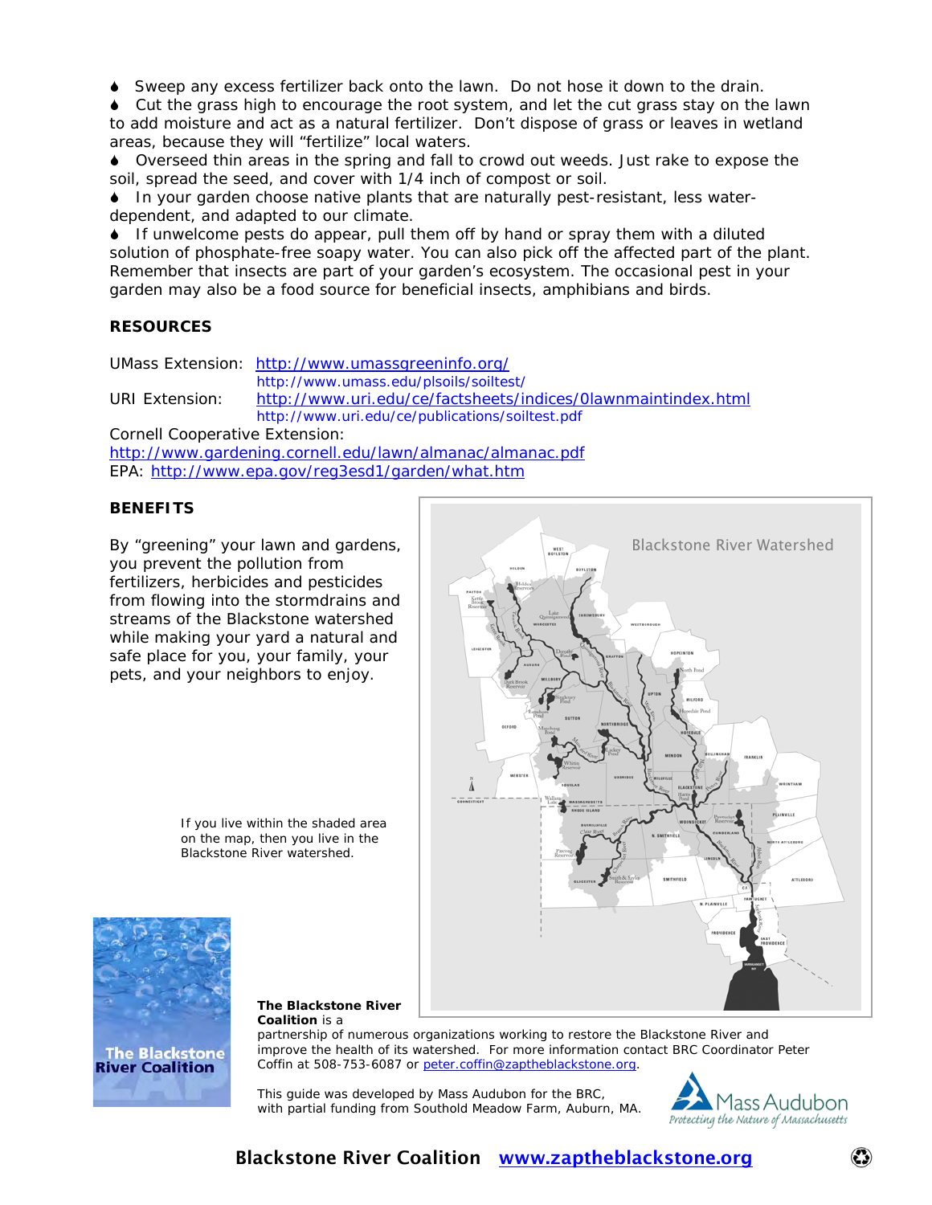- Sweep any excess fertilizer back onto the lawn. Do not hose it down to the drain.
- Cut the grass high to encourage the root system, and let the cut grass stay on the lawn to add moisture and act as a natural fertilizer. Don't dispose of grass or leaves in wetland areas, because they will "fertilize" local waters.
- Overseed thin areas in the spring and fall to crowd out weeds. Just rake to expose the soil, spread the seed, and cover with 1/4 inch of compost or soil.
- In your garden choose native plants that are naturally pest-resistant, less water-dependent, and adapted to our climate.
- If unwelcome pests do appear, pull them off by hand or spray them with a diluted solution of phosphate-free soapy water. You can also pick off the affected part of the plant. Remember that insects are part of your garden's ecosystem. The occasional pest in your garden may also be a food source for beneficial insects, amphibians and birds.

**RESOURCES**

UMass Extension: http://www.umassgreeninfo.org/
http://www.umass.edu/plsoils/soiltest/

URI Extension: http://www.uri.edu/ce/factsheets/indices/0lawnmaintindex.html
http://www.uri.edu/ce/publications/soiltest.pdf

Cornell Cooperative Extension:
http://www.gardening.cornell.edu/lawn/almanac/almanac.pdf

EPA: http://www.epa.gov/reg3esd1/garden/what.htm

**BENEFITS**

By "greening" your lawn and gardens, you prevent the pollution from fertilizers, herbicides and pesticides from flowing into the stormdrains and streams of the Blackstone watershed while making your yard a natural and safe place for you, your family, your pets, and your neighbors to enjoy.

Blackstone River Watershed

If you live within the shaded area on the map, then you live in the Blackstone River watershed.

**The Blackstone River Coalition** is a partnership of numerous organizations working to restore the Blackstone River and improve the health of its watershed. For more information contact BRC Coordinator Peter Coffin at 508-753-6087 or peter.coffin@zaptheblackstone.org.

This guide was developed by Mass Audubon for the BRC, with partial funding from Southold Meadow Farm, Auburn, MA.

**Blackstone River Coalition** www.zaptheblackstone.org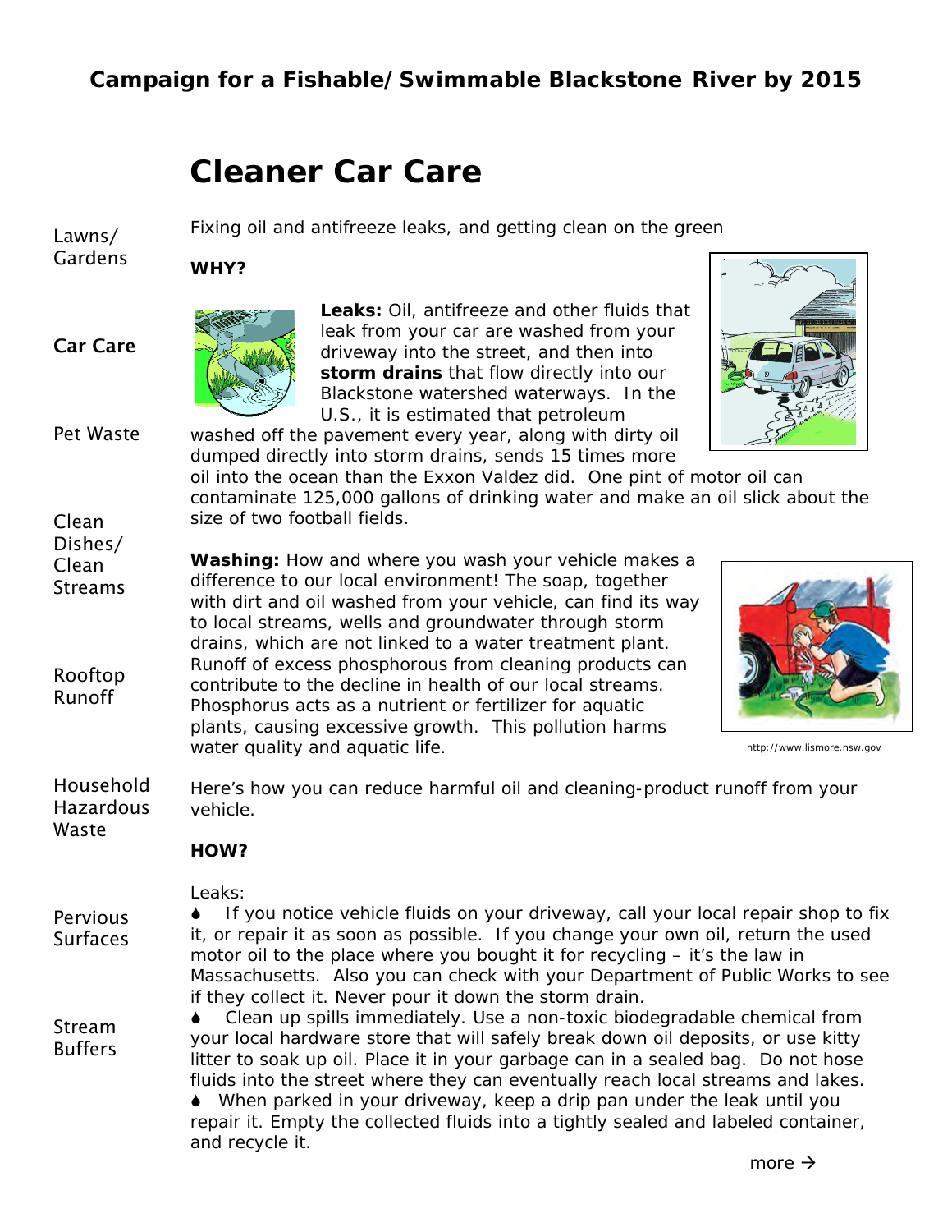Campaign for a Fishable/Swimmable Blackstone River by 2015

# Cleaner Car Care

Lawns/ Gardens

**Car Care**

Pet Waste

Clean Dishes/ Clean Streams

Rooftop Runoff

Household Hazardous Waste

Pervious Surfaces

Stream Buffers

Fixing oil and antifreeze leaks, and getting clean on the green

**WHY?**

**Leaks:** Oil, antifreeze and other fluids that leak from your car are washed from your driveway into the street, and then into **storm drains** that flow directly into our Blackstone watershed waterways. In the U.S., it is estimated that petroleum washed off the pavement every year, along with dirty oil dumped directly into storm drains, sends 15 times more oil into the ocean than the Exxon Valdez did. One pint of motor oil can contaminate 125,000 gallons of drinking water and make an oil slick about the size of two football fields.

**Washing:** How and where you wash your vehicle makes a difference to our local environment! The soap, together with dirt and oil washed from your vehicle, can find its way to local streams, wells and groundwater through storm drains, which are not linked to a water treatment plant. Runoff of excess phosphorous from cleaning products can contribute to the decline in health of our local streams. Phosphorus acts as a nutrient or fertilizer for aquatic plants, causing excessive growth. This pollution harms water quality and aquatic life.

http://www.lismore.nsw.gov

Here's how you can reduce harmful oil and cleaning-product runoff from your vehicle.

**HOW?**

Leaks:

- If you notice vehicle fluids on your driveway, call your local repair shop to fix it, or repair it as soon as possible. If you change your own oil, return the used motor oil to the place where you bought it for recycling – it's the law in Massachusetts. Also you can check with your Department of Public Works to see if they collect it. Never pour it down the storm drain.
- Clean up spills immediately. Use a non-toxic biodegradable chemical from your local hardware store that will safely break down oil deposits, or use kitty litter to soak up oil. Place it in your garbage can in a sealed bag. Do not hose fluids into the street where they can eventually reach local streams and lakes.
- When parked in your driveway, keep a drip pan under the leak until you repair it. Empty the collected fluids into a tightly sealed and labeled container, and recycle it.

more →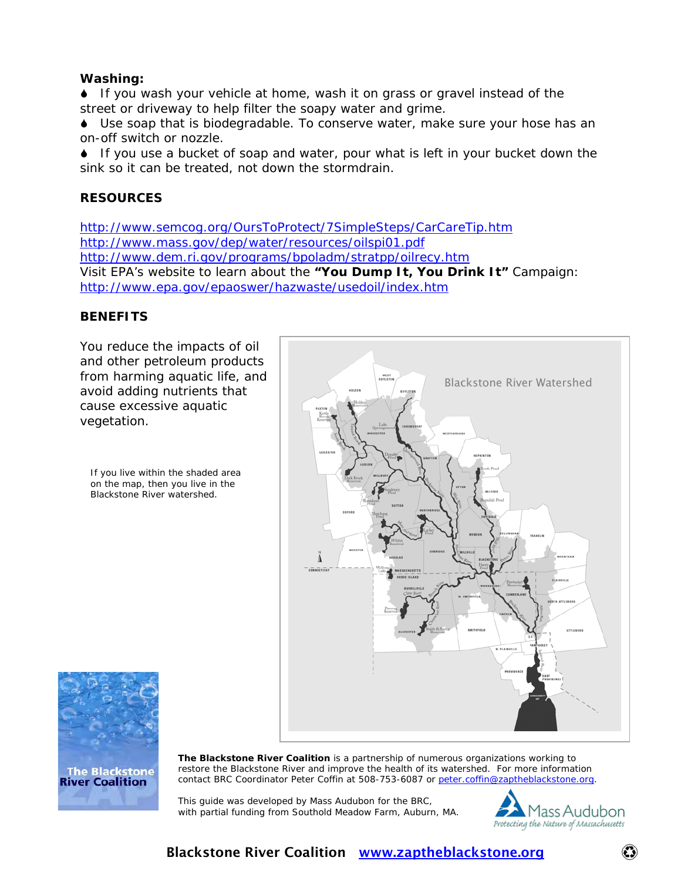**Washing:**

- If you wash your vehicle at home, wash it on grass or gravel instead of the street or driveway to help filter the soapy water and grime.
- Use soap that is biodegradable. To conserve water, make sure your hose has an on-off switch or nozzle.
- If you use a bucket of soap and water, pour what is left in your bucket down the sink so it can be treated, not down the stormdrain.

## RESOURCES

http://www.semcog.org/OursToProtect/7SimpleSteps/CarCareTip.htm
http://www.mass.gov/dep/water/resources/oilspi01.pdf
http://www.dem.ri.gov/programs/bpoladm/stratpp/oilrecy.htm
Visit EPA's website to learn about the **"You Dump It, You Drink It"** Campaign:
http://www.epa.gov/epaoswer/hazwaste/usedoil/index.htm

## BENEFITS

You reduce the impacts of oil and other petroleum products from harming aquatic life, and avoid adding nutrients that cause excessive aquatic vegetation.

If you live within the shaded area on the map, then you live in the Blackstone River watershed.

Blackstone River Watershed

**The Blackstone River Coalition** is a partnership of numerous organizations working to restore the Blackstone River and improve the health of its watershed. For more information contact BRC Coordinator Peter Coffin at 508-753-6087 or peter.coffin@zaptheblackstone.org.

This guide was developed by Mass Audubon for the BRC, with partial funding from Southold Meadow Farm, Auburn, MA.

**Blackstone River Coalition** www.zaptheblackstone.org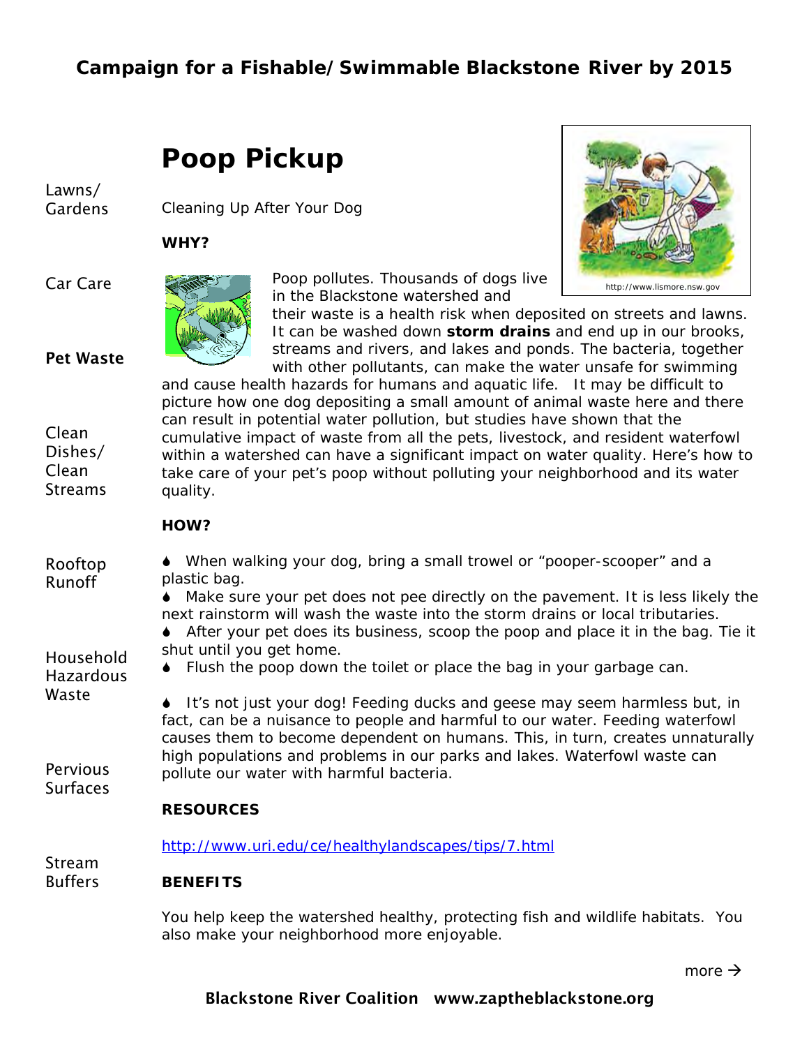**Campaign for a Fishable/Swimmable Blackstone River by 2015**

Lawns/ Gardens

Car Care

**Pet Waste**

Clean Dishes/ Clean Streams

Rooftop Runoff

Household Hazardous Waste

Pervious Surfaces

Stream Buffers

# Poop Pickup

Cleaning Up After Your Dog

http://www.lismore.nsw.gov

**WHY?**

Poop pollutes. Thousands of dogs live in the Blackstone watershed and their waste is a health risk when deposited on streets and lawns. It can be washed down **storm drains** and end up in our brooks, streams and rivers, and lakes and ponds. The bacteria, together with other pollutants, can make the water unsafe for swimming and cause health hazards for humans and aquatic life. It may be difficult to picture how one dog depositing a small amount of animal waste here and there can result in potential water pollution, but studies have shown that the cumulative impact of waste from all the pets, livestock, and resident waterfowl within a watershed can have a significant impact on water quality. Here's how to take care of your pet's poop without polluting your neighborhood and its water quality.

**HOW?**

- When walking your dog, bring a small trowel or "pooper-scooper" and a plastic bag.
- Make sure your pet does not pee directly on the pavement. It is less likely the next rainstorm will wash the waste into the storm drains or local tributaries.
- After your pet does its business, scoop the poop and place it in the bag. Tie it shut until you get home.
- Flush the poop down the toilet or place the bag in your garbage can.

- It's not just your dog! Feeding ducks and geese may seem harmless but, in fact, can be a nuisance to people and harmful to our water. Feeding waterfowl causes them to become dependent on humans. This, in turn, creates unnaturally high populations and problems in our parks and lakes. Waterfowl waste can pollute our water with harmful bacteria.

**RESOURCES**

http://www.uri.edu/ce/healthylandscapes/tips/7.html

**BENEFITS**

You help keep the watershed healthy, protecting fish and wildlife habitats. You also make your neighborhood more enjoyable.

more →

**Blackstone River Coalition www.zaptheblackstone.org**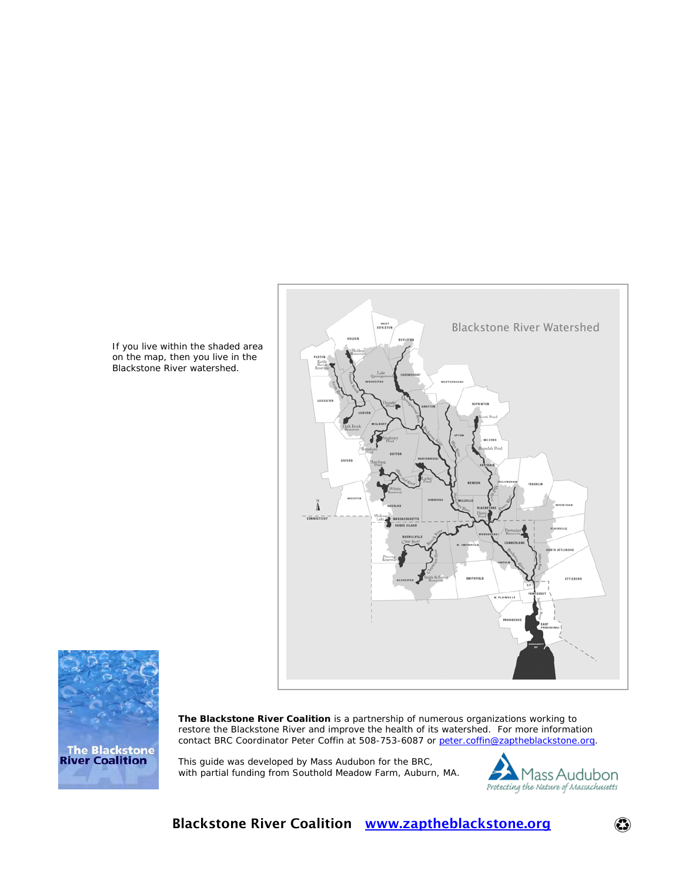If you live within the shaded area on the map, then you live in the Blackstone River watershed.

**The Blackstone River Coalition** is a partnership of numerous organizations working to restore the Blackstone River and improve the health of its watershed. For more information contact BRC Coordinator Peter Coffin at 508-753-6087 or peter.coffin@zaptheblackstone.org.

This guide was developed by Mass Audubon for the BRC, with partial funding from Southold Meadow Farm, Auburn, MA.

**Blackstone River Coalition** www.zaptheblackstone.org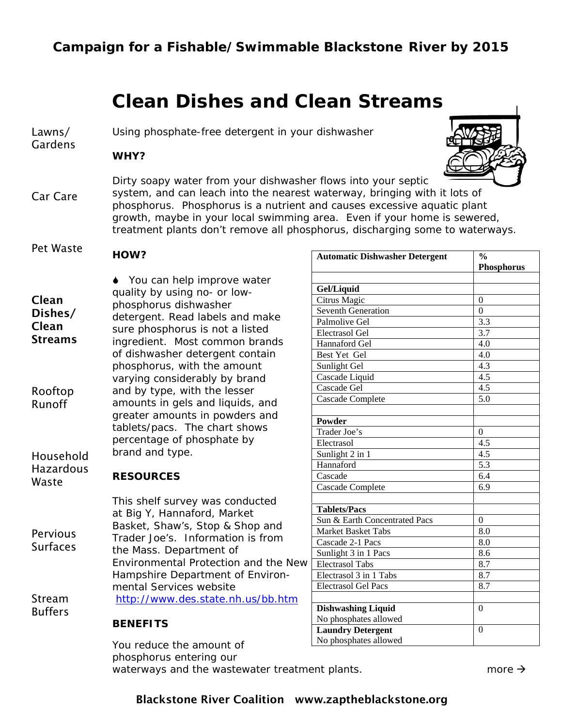Campaign for a Fishable/Swimmable Blackstone River by 2015

# Clean Dishes and Clean Streams

Lawns/ Gardens

Car Care

Pet Waste

**Clean Dishes/ Clean Streams**

Rooftop Runoff

Household Hazardous Waste

Pervious Surfaces

Stream Buffers

Using phosphate-free detergent in your dishwasher

### WHY?

Dirty soapy water from your dishwasher flows into your septic system, and can leach into the nearest waterway, bringing with it lots of phosphorus. Phosphorus is a nutrient and causes excessive aquatic plant growth, maybe in your local swimming area. Even if your home is sewered, treatment plants don't remove all phosphorus, discharging some to waterways.

### HOW?

- You can help improve water quality by using no- or low-phosphorus dishwasher detergent. Read labels and make sure phosphorus is not a listed ingredient. Most common brands of dishwasher detergent contain phosphorus, with the amount varying considerably by brand and by type, with the lesser amounts in gels and liquids, and greater amounts in powders and tablets/pacs. The chart shows percentage of phosphate by brand and type.

| Automatic Dishwasher Detergent | % Phosphorus |
|---|---|
| | |
| **Gel/Liquid** | |
| Citrus Magic | 0 |
| Seventh Generation | 0 |
| Palmolive Gel | 3.3 |
| Electrasol Gel | 3.7 |
| Hannaford Gel | 4.0 |
| Best Yet Gel | 4.0 |
| Sunlight Gel | 4.3 |
| Cascade Liquid | 4.5 |
| Cascade Gel | 4.5 |
| Cascade Complete | 5.0 |
| | |
| **Powder** | |
| Trader Joe's | 0 |
| Electrasol | 4.5 |
| Sunlight 2 in 1 | 4.5 |
| Hannaford | 5.3 |
| Cascade | 6.4 |
| Cascade Complete | 6.9 |
| | |
| **Tablets/Pacs** | |
| Sun & Earth Concentrated Pacs | 0 |
| Market Basket Tabs | 8.0 |
| Cascade 2-1 Pacs | 8.0 |
| Sunlight 3 in 1 Pacs | 8.6 |
| Electrasol Tabs | 8.7 |
| Electrasol 3 in 1 Tabs | 8.7 |
| Electrasol Gel Pacs | 8.7 |
| | |
| **Dishwashing Liquid** No phosphates allowed | 0 |
| **Laundry Detergent** No phosphates allowed | 0 |

### RESOURCES

This shelf survey was conducted at Big Y, Hannaford, Market Basket, Shaw's, Stop & Shop and Trader Joe's. Information is from the Mass. Department of Environmental Protection and the New Hampshire Department of Environmental Services website http://www.des.state.nh.us/bb.htm

### BENEFITS

You reduce the amount of phosphorus entering our waterways and the wastewater treatment plants.

more →

**Blackstone River Coalition www.zaptheblackstone.org**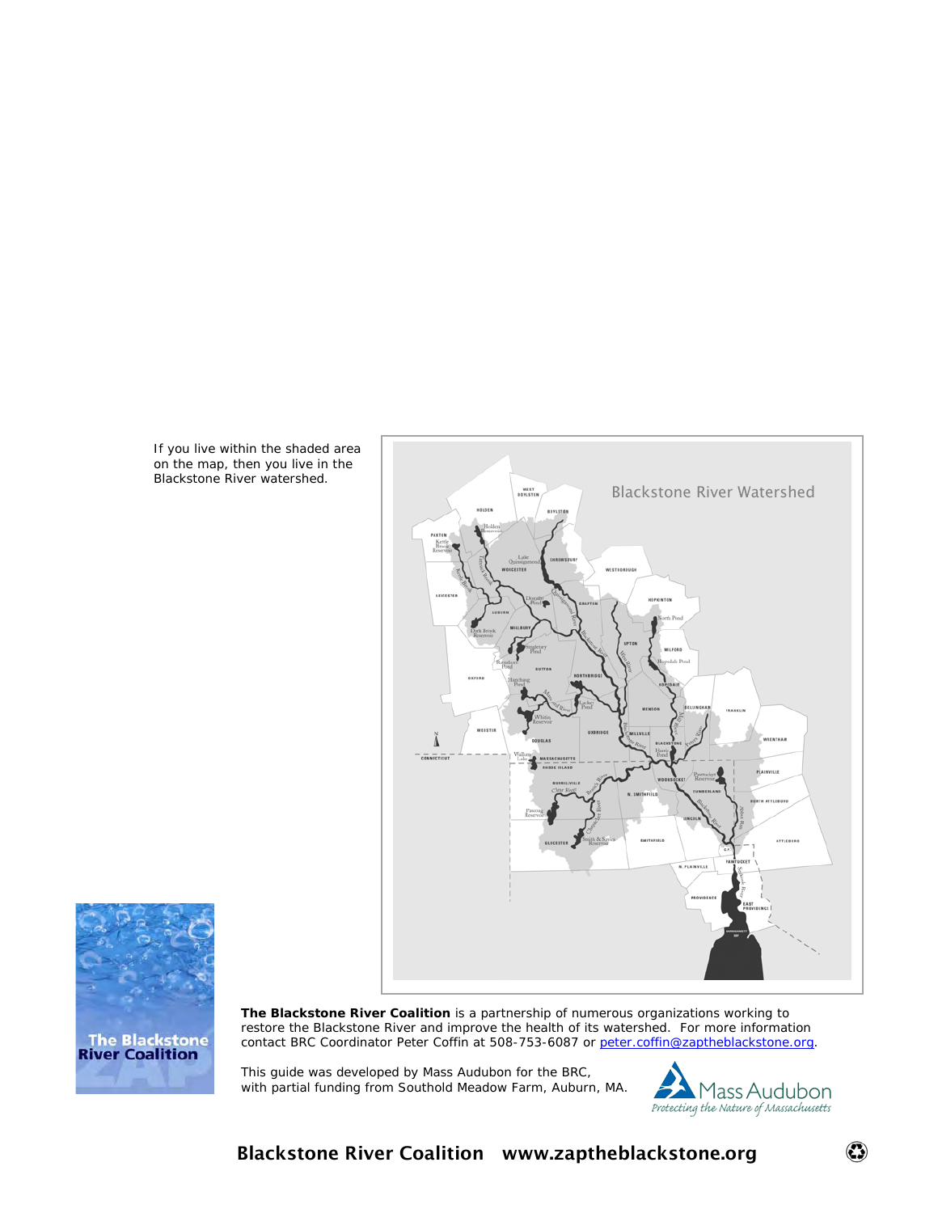If you live within the shaded area on the map, then you live in the Blackstone River watershed.

**The Blackstone River Coalition** is a partnership of numerous organizations working to restore the Blackstone River and improve the health of its watershed. For more information contact BRC Coordinator Peter Coffin at 508-753-6087 or peter.coffin@zaptheblackstone.org.

This guide was developed by Mass Audubon for the BRC, with partial funding from Southold Meadow Farm, Auburn, MA.

**Blackstone River Coalition www.zaptheblackstone.org**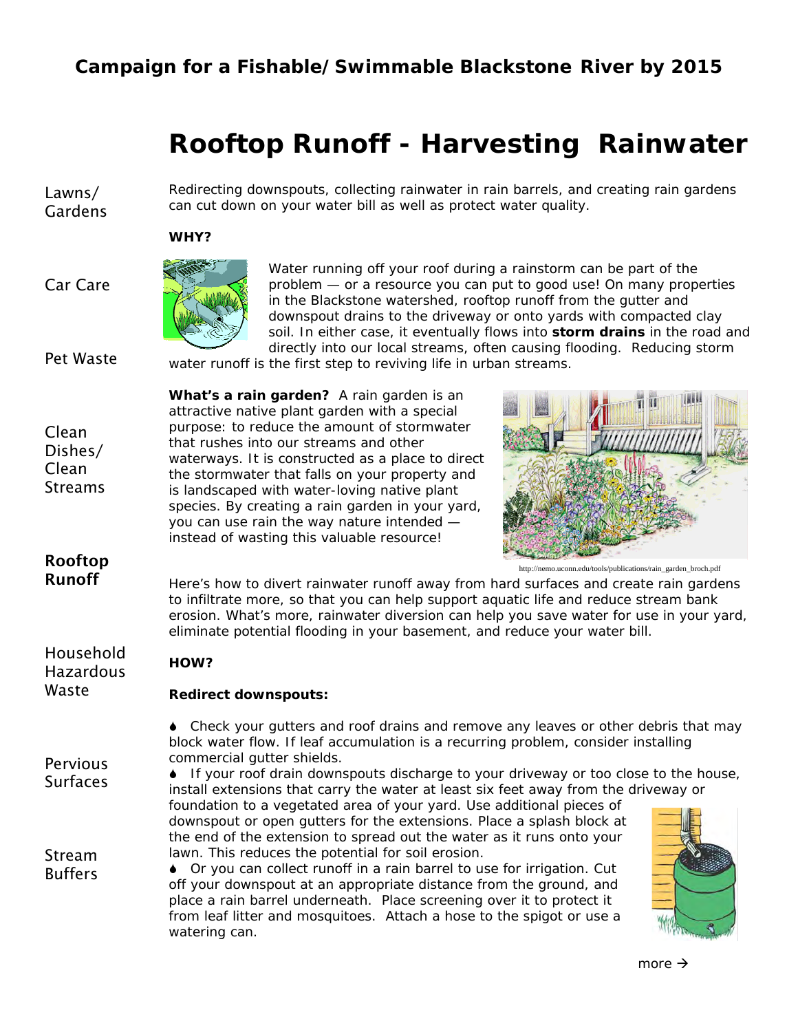## Campaign for a Fishable/Swimmable Blackstone River by 2015

# Rooftop Runoff - Harvesting Rainwater

Lawns/ Gardens

Car Care

Pet Waste

Clean Dishes/ Clean Streams

**Rooftop Runoff**

Household Hazardous Waste

Pervious Surfaces

Stream Buffers

Redirecting downspouts, collecting rainwater in rain barrels, and creating rain gardens can cut down on your water bill as well as protect water quality.

**WHY?**

Water running off your roof during a rainstorm can be part of the problem — or a resource you can put to good use! On many properties in the Blackstone watershed, rooftop runoff from the gutter and downspout drains to the driveway or onto yards with compacted clay soil. In either case, it eventually flows into **storm drains** in the road and directly into our local streams, often causing flooding. Reducing storm water runoff is the first step to reviving life in urban streams.

**What's a rain garden?** A rain garden is an attractive native plant garden with a special purpose: to reduce the amount of stormwater that rushes into our streams and other waterways. It is constructed as a place to direct the stormwater that falls on your property and is landscaped with water-loving native plant species. By creating a rain garden in your yard, you can use rain the way nature intended — instead of wasting this valuable resource!

http://nemo.uconn.edu/tools/publications/rain_garden_broch.pdf

Here's how to divert rainwater runoff away from hard surfaces and create rain gardens to infiltrate more, so that you can help support aquatic life and reduce stream bank erosion. What's more, rainwater diversion can help you save water for use in your yard, eliminate potential flooding in your basement, and reduce your water bill.

**HOW?**

**Redirect downspouts:**

- Check your gutters and roof drains and remove any leaves or other debris that may block water flow. If leaf accumulation is a recurring problem, consider installing commercial gutter shields.
- If your roof drain downspouts discharge to your driveway or too close to the house, install extensions that carry the water at least six feet away from the driveway or foundation to a vegetated area of your yard. Use additional pieces of downspout or open gutters for the extensions. Place a splash block at the end of the extension to spread out the water as it runs onto your lawn. This reduces the potential for soil erosion.
- Or you can collect runoff in a rain barrel to use for irrigation. Cut off your downspout at an appropriate distance from the ground, and place a rain barrel underneath. Place screening over it to protect it from leaf litter and mosquitoes. Attach a hose to the spigot or use a watering can.

more →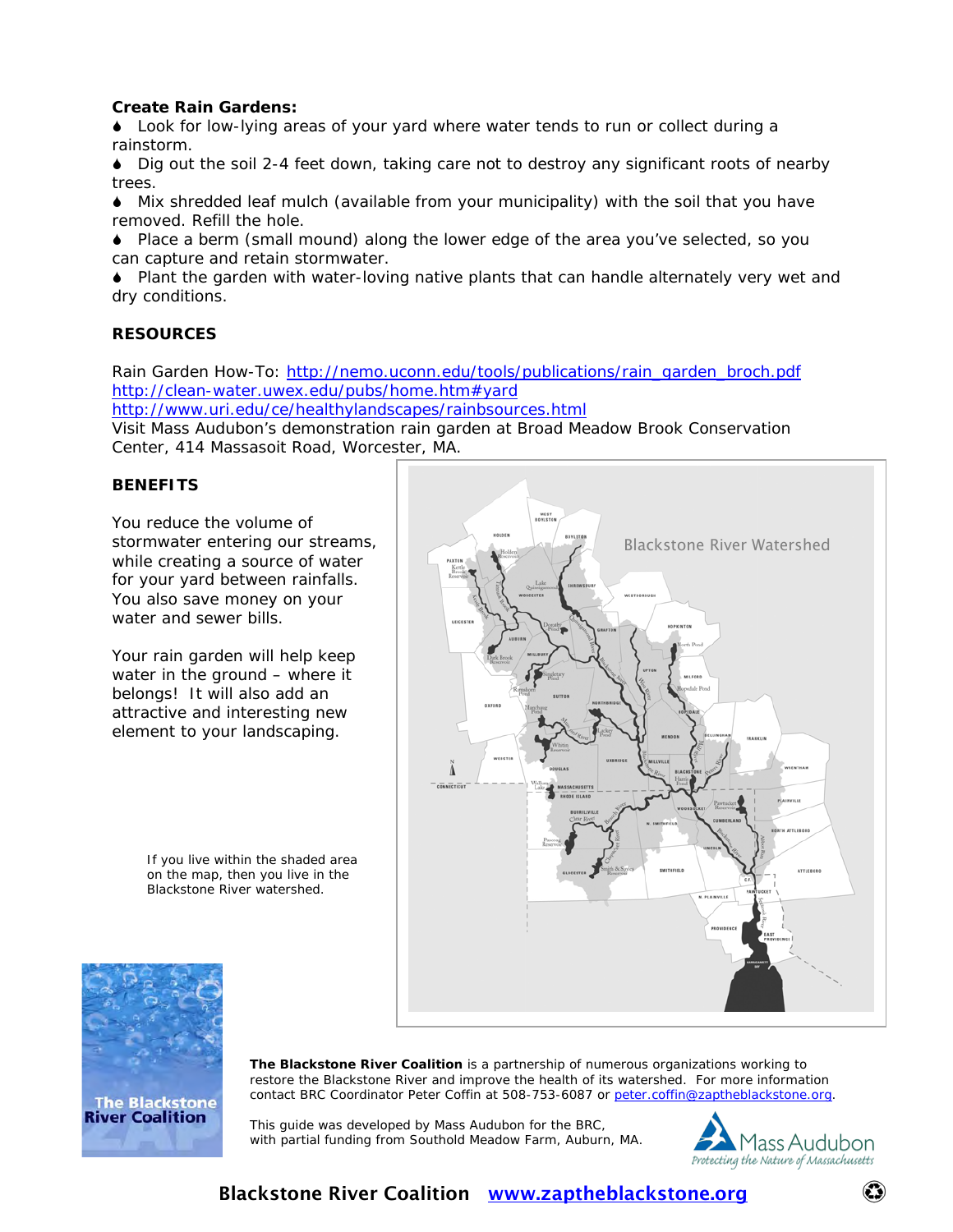**Create Rain Gardens:**

- Look for low-lying areas of your yard where water tends to run or collect during a rainstorm.
- Dig out the soil 2-4 feet down, taking care not to destroy any significant roots of nearby trees.
- Mix shredded leaf mulch (available from your municipality) with the soil that you have removed. Refill the hole.
- Place a berm (small mound) along the lower edge of the area you've selected, so you can capture and retain stormwater.
- Plant the garden with water-loving native plants that can handle alternately very wet and dry conditions.

## RESOURCES

Rain Garden How-To: http://nemo.uconn.edu/tools/publications/rain_garden_broch.pdf
http://clean-water.uwex.edu/pubs/home.htm#yard
http://www.uri.edu/ce/healthylandscapes/rainbsources.html
Visit Mass Audubon's demonstration rain garden at Broad Meadow Brook Conservation Center, 414 Massasoit Road, Worcester, MA.

## BENEFITS

You reduce the volume of stormwater entering our streams, while creating a source of water for your yard between rainfalls. You also save money on your water and sewer bills.

Your rain garden will help keep water in the ground – where it belongs! It will also add an attractive and interesting new element to your landscaping.

Blackstone River Watershed

If you live within the shaded area on the map, then you live in the Blackstone River watershed.

**The Blackstone River Coalition** is a partnership of numerous organizations working to restore the Blackstone River and improve the health of its watershed. For more information contact BRC Coordinator Peter Coffin at 508-753-6087 or peter.coffin@zaptheblackstone.org.

This guide was developed by Mass Audubon for the BRC, with partial funding from Southold Meadow Farm, Auburn, MA.

**Blackstone River Coalition** www.zaptheblackstone.org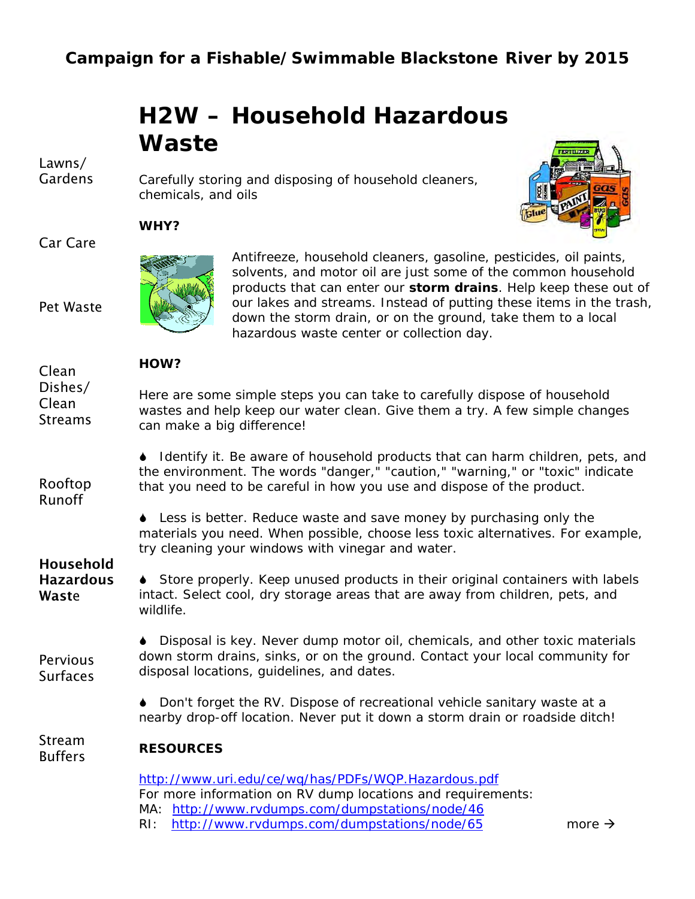# Campaign for a Fishable/Swimmable Blackstone River by 2015

Lawns/ Gardens

Car Care

Pet Waste

Clean Dishes/ Clean Streams

Rooftop Runoff

**Household Hazardous Waste**

Pervious Surfaces

Stream Buffers

## H2W – Household Hazardous Waste

Carefully storing and disposing of household cleaners, chemicals, and oils

### WHY?

Antifreeze, household cleaners, gasoline, pesticides, oil paints, solvents, and motor oil are just some of the common household products that can enter our **storm drains**. Help keep these out of our lakes and streams. Instead of putting these items in the trash, down the storm drain, or on the ground, take them to a local hazardous waste center or collection day.

### HOW?

Here are some simple steps you can take to carefully dispose of household wastes and help keep our water clean. Give them a try. A few simple changes can make a big difference!

- Identify it. Be aware of household products that can harm children, pets, and the environment. The words "danger," "caution," "warning," or "toxic" indicate that you need to be careful in how you use and dispose of the product.

- Less is better. Reduce waste and save money by purchasing only the materials you need. When possible, choose less toxic alternatives. For example, try cleaning your windows with vinegar and water.

- Store properly. Keep unused products in their original containers with labels intact. Select cool, dry storage areas that are away from children, pets, and wildlife.

- Disposal is key. Never dump motor oil, chemicals, and other toxic materials down storm drains, sinks, or on the ground. Contact your local community for disposal locations, guidelines, and dates.

- Don't forget the RV. Dispose of recreational vehicle sanitary waste at a nearby drop-off location. Never put it down a storm drain or roadside ditch!

### RESOURCES

http://www.uri.edu/ce/wq/has/PDFs/WQP.Hazardous.pdf

For more information on RV dump locations and requirements:

MA: http://www.rvdumps.com/dumpstations/node/46

RI: http://www.rvdumps.com/dumpstations/node/65

more →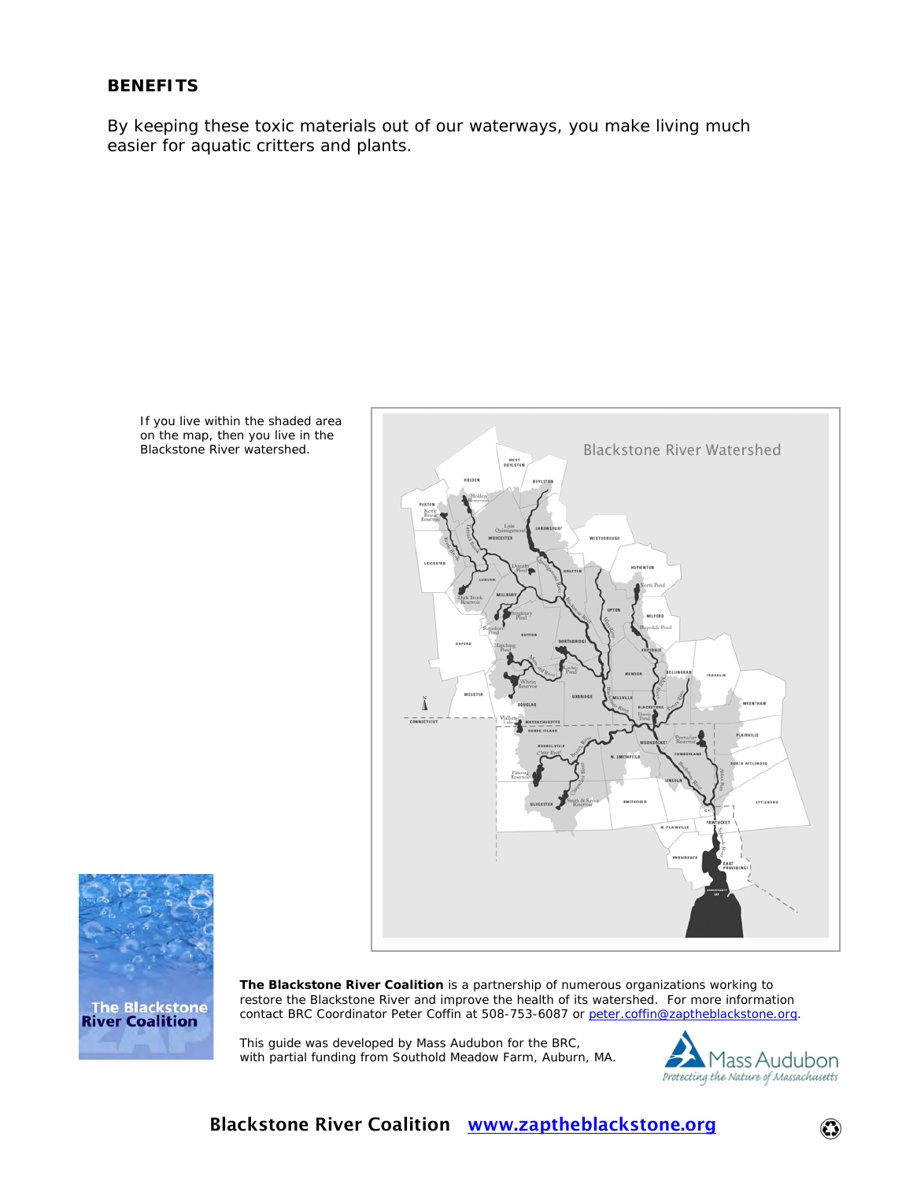## BENEFITS

By keeping these toxic materials out of our waterways, you make living much easier for aquatic critters and plants.

If you live within the shaded area on the map, then you live in the Blackstone River watershed.

**The Blackstone River Coalition** is a partnership of numerous organizations working to restore the Blackstone River and improve the health of its watershed. For more information contact BRC Coordinator Peter Coffin at 508-753-6087 or peter.coffin@zaptheblackstone.org.

This guide was developed by Mass Audubon for the BRC, with partial funding from Southold Meadow Farm, Auburn, MA.

**Blackstone River Coalition** www.zaptheblackstone.org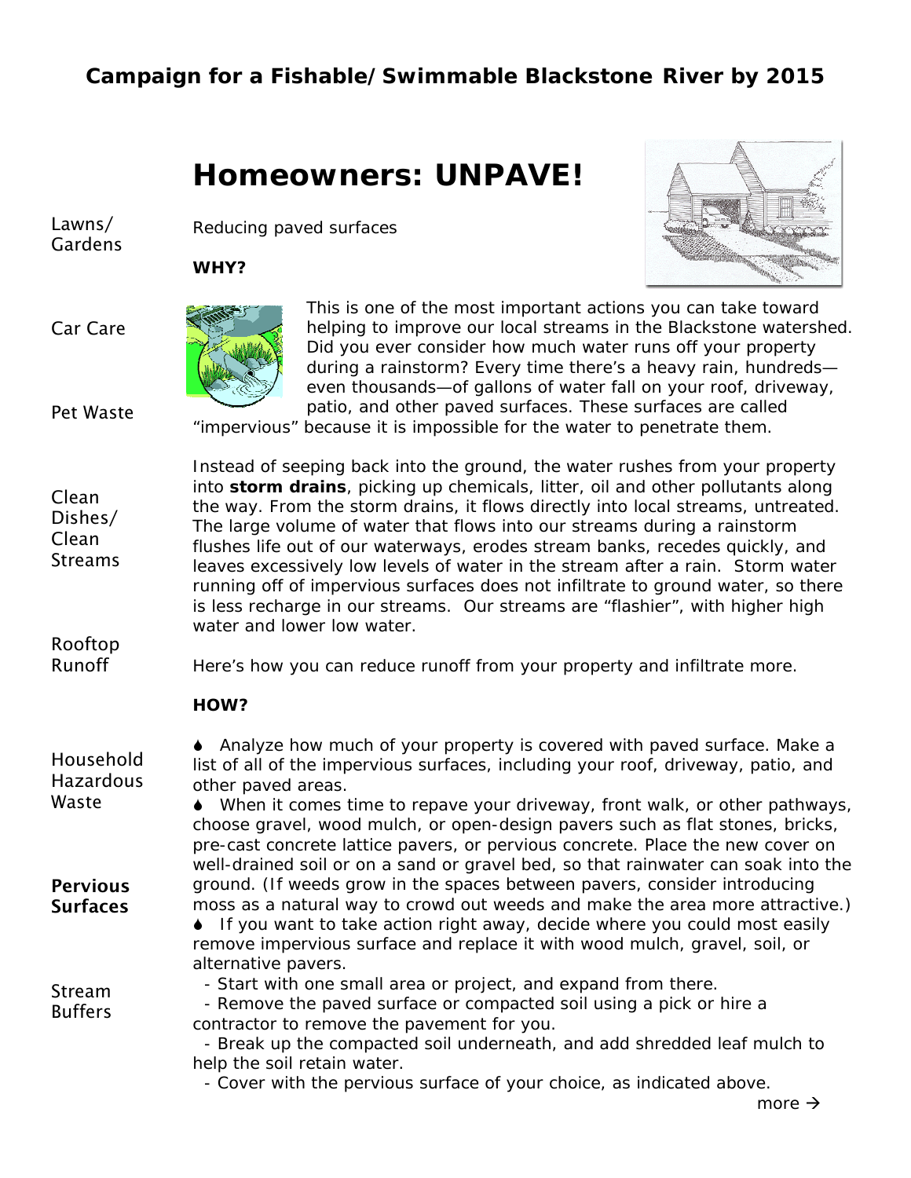## Campaign for a Fishable/Swimmable Blackstone River by 2015

Lawns/ Gardens

Car Care

Pet Waste

Clean Dishes/ Clean Streams

Rooftop Runoff

Household Hazardous Waste

**Pervious Surfaces**

Stream Buffers

# Homeowners: UNPAVE!

Reducing paved surfaces

**WHY?**

This is one of the most important actions you can take toward helping to improve our local streams in the Blackstone watershed. Did you ever consider how much water runs off your property during a rainstorm? Every time there's a heavy rain, hundreds—even thousands—of gallons of water fall on your roof, driveway, patio, and other paved surfaces. These surfaces are called "impervious" because it is impossible for the water to penetrate them.

Instead of seeping back into the ground, the water rushes from your property into **storm drains**, picking up chemicals, litter, oil and other pollutants along the way. From the storm drains, it flows directly into local streams, untreated. The large volume of water that flows into our streams during a rainstorm flushes life out of our waterways, erodes stream banks, recedes quickly, and leaves excessively low levels of water in the stream after a rain. Storm water running off of impervious surfaces does not infiltrate to ground water, so there is less recharge in our streams. Our streams are "flashier", with higher high water and lower low water.

Here's how you can reduce runoff from your property and infiltrate more.

**HOW?**

- Analyze how much of your property is covered with paved surface. Make a list of all of the impervious surfaces, including your roof, driveway, patio, and other paved areas.
- When it comes time to repave your driveway, front walk, or other pathways, choose gravel, wood mulch, or open-design pavers such as flat stones, bricks, pre-cast concrete lattice pavers, or pervious concrete. Place the new cover on well-drained soil or on a sand or gravel bed, so that rainwater can soak into the ground. (If weeds grow in the spaces between pavers, consider introducing moss as a natural way to crowd out weeds and make the area more attractive.)
- If you want to take action right away, decide where you could most easily remove impervious surface and replace it with wood mulch, gravel, soil, or alternative pavers.
  - Start with one small area or project, and expand from there.
  - Remove the paved surface or compacted soil using a pick or hire a contractor to remove the pavement for you.
  - Break up the compacted soil underneath, and add shredded leaf mulch to help the soil retain water.
  - Cover with the pervious surface of your choice, as indicated above.

more →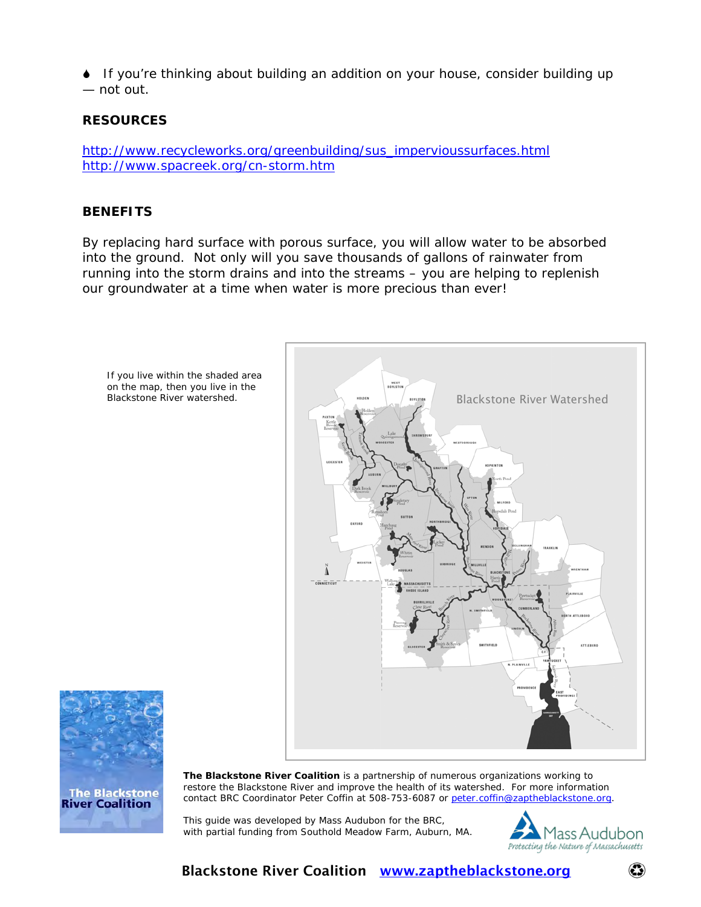- If you're thinking about building an addition on your house, consider building up — not out.

**RESOURCES**

http://www.recycleworks.org/greenbuilding/sus_impervioussurfaces.html
http://www.spacreek.org/cn-storm.htm

**BENEFITS**

By replacing hard surface with porous surface, you will allow water to be absorbed into the ground. Not only will you save thousands of gallons of rainwater from running into the storm drains and into the streams – you are helping to replenish our groundwater at a time when water is more precious than ever!

If you live within the shaded area on the map, then you live in the Blackstone River watershed.

**The Blackstone River Coalition** is a partnership of numerous organizations working to restore the Blackstone River and improve the health of its watershed. For more information contact BRC Coordinator Peter Coffin at 508-753-6087 or peter.coffin@zaptheblackstone.org.

This guide was developed by Mass Audubon for the BRC, with partial funding from Southold Meadow Farm, Auburn, MA.

**Blackstone River Coalition** www.zaptheblackstone.org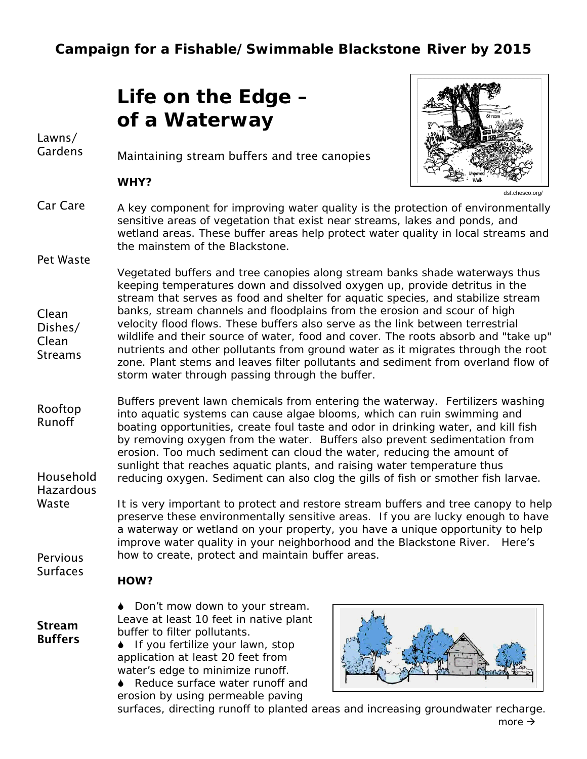## Campaign for a Fishable/Swimmable Blackstone River by 2015

Lawns/Gardens

Car Care

Pet Waste

Clean Dishes/Clean Streams

Rooftop Runoff

Household Hazardous Waste

Pervious Surfaces

**Stream Buffers**

# Life on the Edge – of a Waterway

Maintaining stream buffers and tree canopies

dsf.chesco.org/

**WHY?**

A key component for improving water quality is the protection of environmentally sensitive areas of vegetation that exist near streams, lakes and ponds, and wetland areas. These buffer areas help protect water quality in local streams and the mainstem of the Blackstone.

Vegetated buffers and tree canopies along stream banks shade waterways thus keeping temperatures down and dissolved oxygen up, provide detritus in the stream that serves as food and shelter for aquatic species, and stabilize stream banks, stream channels and floodplains from the erosion and scour of high velocity flood flows. These buffers also serve as the link between terrestrial wildlife and their source of water, food and cover. The roots absorb and "take up" nutrients and other pollutants from ground water as it migrates through the root zone. Plant stems and leaves filter pollutants and sediment from overland flow of storm water through passing through the buffer.

Buffers prevent lawn chemicals from entering the waterway. Fertilizers washing into aquatic systems can cause algae blooms, which can ruin swimming and boating opportunities, create foul taste and odor in drinking water, and kill fish by removing oxygen from the water. Buffers also prevent sedimentation from erosion. Too much sediment can cloud the water, reducing the amount of sunlight that reaches aquatic plants, and raising water temperature thus reducing oxygen. Sediment can also clog the gills of fish or smother fish larvae.

It is very important to protect and restore stream buffers and tree canopy to help preserve these environmentally sensitive areas. If you are lucky enough to have a waterway or wetland on your property, you have a unique opportunity to help improve water quality in your neighborhood and the Blackstone River. Here's how to create, protect and maintain buffer areas.

**HOW?**

- Don't mow down to your stream. Leave at least 10 feet in native plant buffer to filter pollutants.
- If you fertilize your lawn, stop application at least 20 feet from water's edge to minimize runoff.
- Reduce surface water runoff and erosion by using permeable paving surfaces, directing runoff to planted areas and increasing groundwater recharge.

more →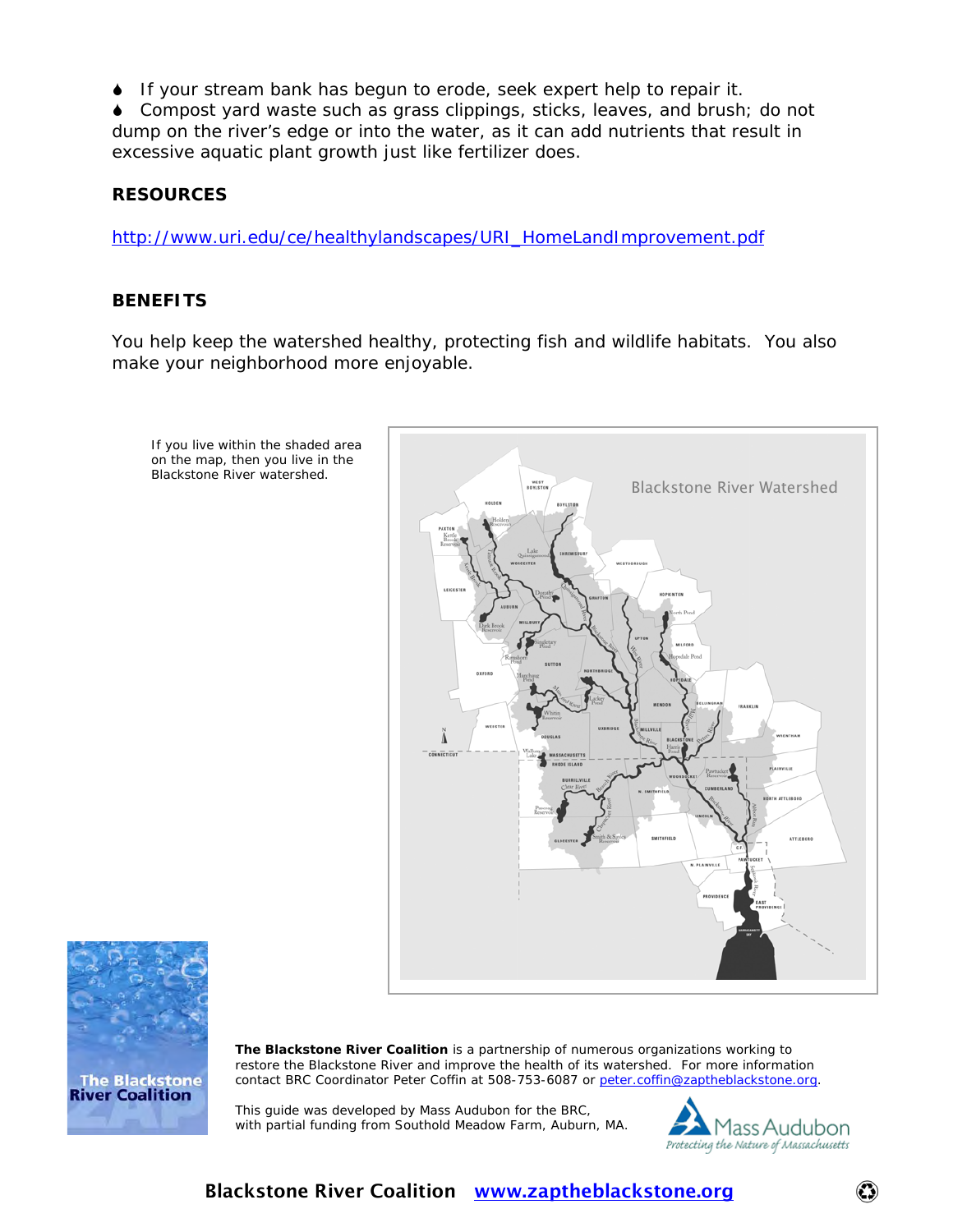- If your stream bank has begun to erode, seek expert help to repair it.
- Compost yard waste such as grass clippings, sticks, leaves, and brush; do not dump on the river's edge or into the water, as it can add nutrients that result in excessive aquatic plant growth just like fertilizer does.

## RESOURCES

http://www.uri.edu/ce/healthylandscapes/URI_HomeLandImprovement.pdf

## BENEFITS

You help keep the watershed healthy, protecting fish and wildlife habitats. You also make your neighborhood more enjoyable.

If you live within the shaded area on the map, then you live in the Blackstone River watershed.

Blackstone River Watershed

**The Blackstone River Coalition** is a partnership of numerous organizations working to restore the Blackstone River and improve the health of its watershed. For more information contact BRC Coordinator Peter Coffin at 508-753-6087 or peter.coffin@zaptheblackstone.org.

This guide was developed by Mass Audubon for the BRC, with partial funding from Southold Meadow Farm, Auburn, MA.

Mass Audubon
*Protecting the Nature of Massachusetts*

**Blackstone River Coalition** **www.zaptheblackstone.org**